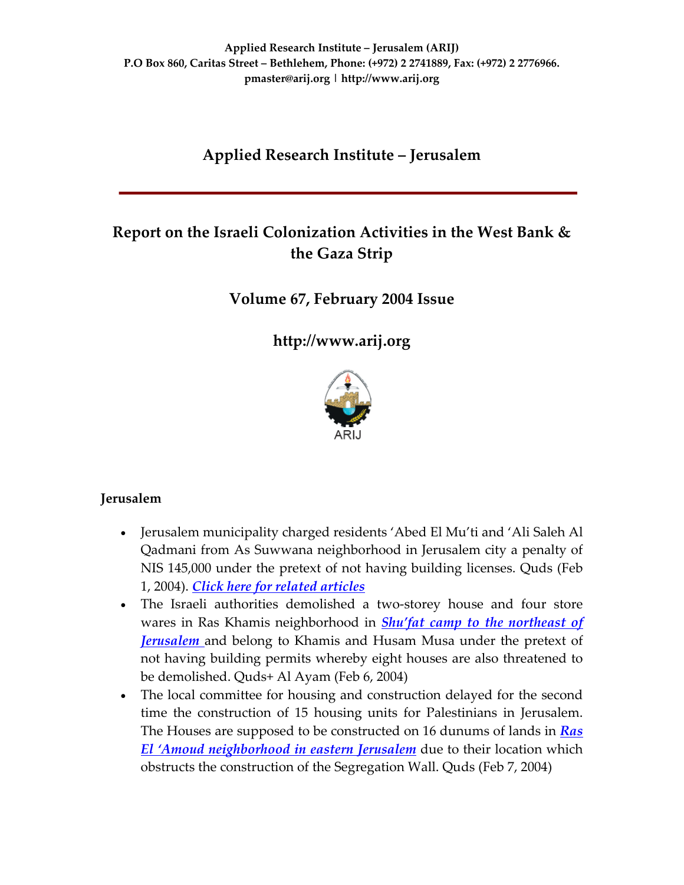**Applied Research Institute – Jerusalem (ARIJ)**
**P.O Box 860, Caritas Street – Bethlehem, Phone: (+972) 2 2741889, Fax: (+972) 2 2776966.**
**pmaster@arij.org | http://www.arij.org**

# Applied Research Institute – Jerusalem

## Report on the Israeli Colonization Activities in the West Bank & the Gaza Strip

## Volume 67, February 2004 Issue

## http://www.arij.org

ARIJ

### Jerusalem

- Jerusalem municipality charged residents 'Abed El Mu'ti and 'Ali Saleh Al Qadmani from As Suwwana neighborhood in Jerusalem city a penalty of NIS 145,000 under the pretext of not having building licenses. Quds (Feb 1, 2004). ***Click here for related articles***
- The Israeli authorities demolished a two-storey house and four store wares in Ras Khamis neighborhood in ***Shu'fat camp to the northeast of Jerusalem*** and belong to Khamis and Husam Musa under the pretext of not having building permits whereby eight houses are also threatened to be demolished. Quds+ Al Ayam (Feb 6, 2004)
- The local committee for housing and construction delayed for the second time the construction of 15 housing units for Palestinians in Jerusalem. The Houses are supposed to be constructed on 16 dunums of lands in ***Ras El 'Amoud neighborhood in eastern Jerusalem*** due to their location which obstructs the construction of the Segregation Wall. Quds (Feb 7, 2004)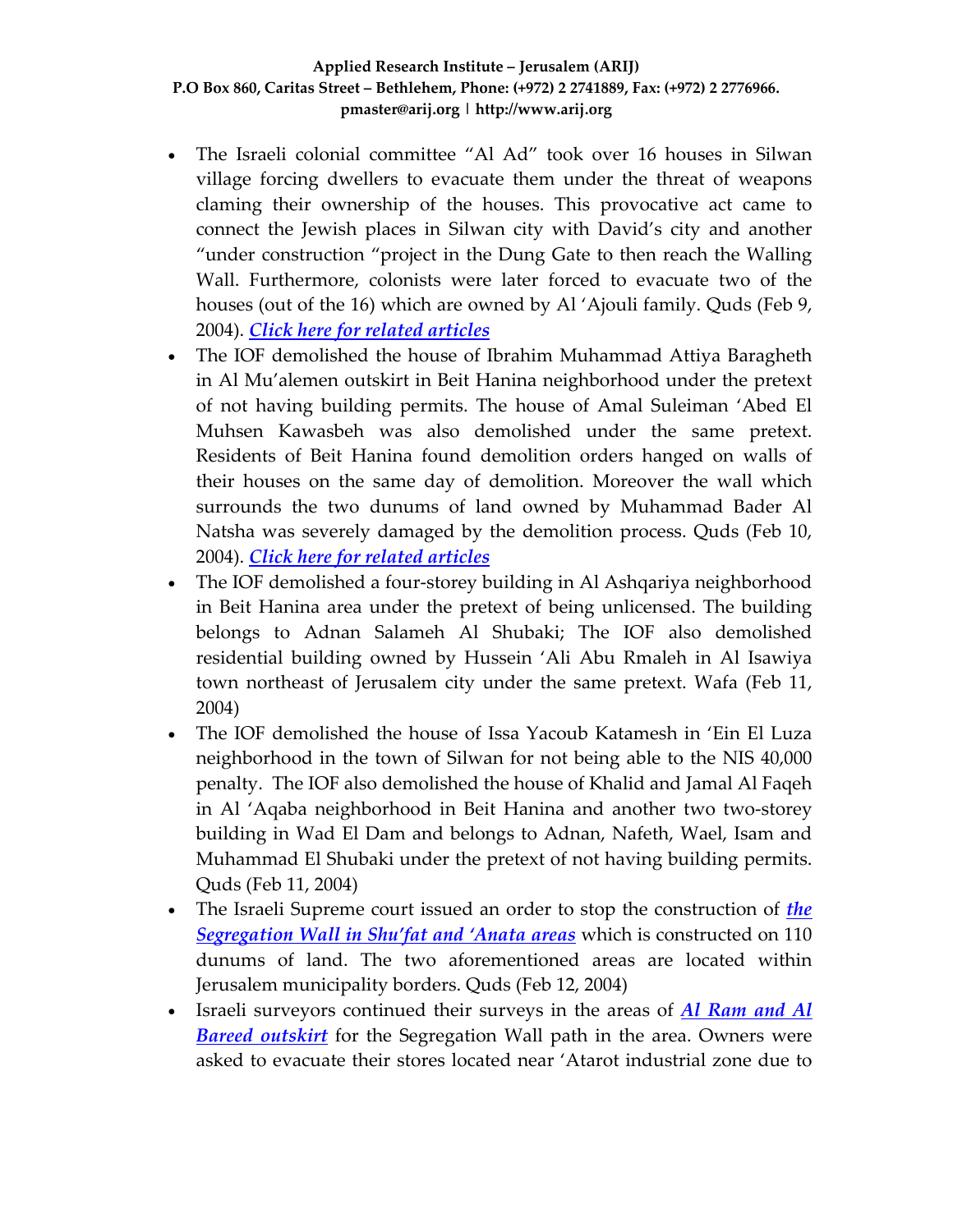- The Israeli colonial committee "Al Ad" took over 16 houses in Silwan village forcing dwellers to evacuate them under the threat of weapons claming their ownership of the houses. This provocative act came to connect the Jewish places in Silwan city with David's city and another "under construction "project in the Dung Gate to then reach the Walling Wall. Furthermore, colonists were later forced to evacuate two of the houses (out of the 16) which are owned by Al 'Ajouli family. Quds (Feb 9, 2004). ***Click here for related articles***
- The IOF demolished the house of Ibrahim Muhammad Attiya Baragheth in Al Mu'alemen outskirt in Beit Hanina neighborhood under the pretext of not having building permits. The house of Amal Suleiman 'Abed El Muhsen Kawasbeh was also demolished under the same pretext. Residents of Beit Hanina found demolition orders hanged on walls of their houses on the same day of demolition. Moreover the wall which surrounds the two dunums of land owned by Muhammad Bader Al Natsha was severely damaged by the demolition process. Quds (Feb 10, 2004). ***Click here for related articles***
- The IOF demolished a four-storey building in Al Ashqariya neighborhood in Beit Hanina area under the pretext of being unlicensed. The building belongs to Adnan Salameh Al Shubaki; The IOF also demolished residential building owned by Hussein 'Ali Abu Rmaleh in Al Isawiya town northeast of Jerusalem city under the same pretext. Wafa (Feb 11, 2004)
- The IOF demolished the house of Issa Yacoub Katamesh in 'Ein El Luza neighborhood in the town of Silwan for not being able to the NIS 40,000 penalty. The IOF also demolished the house of Khalid and Jamal Al Faqeh in Al 'Aqaba neighborhood in Beit Hanina and another two two-storey building in Wad El Dam and belongs to Adnan, Nafeth, Wael, Isam and Muhammad El Shubaki under the pretext of not having building permits. Quds (Feb 11, 2004)
- The Israeli Supreme court issued an order to stop the construction of ***the Segregation Wall in Shu'fat and 'Anata areas*** which is constructed on 110 dunums of land. The two aforementioned areas are located within Jerusalem municipality borders. Quds (Feb 12, 2004)
- Israeli surveyors continued their surveys in the areas of ***Al Ram and Al Bareed outskirt*** for the Segregation Wall path in the area. Owners were asked to evacuate their stores located near 'Atarot industrial zone due to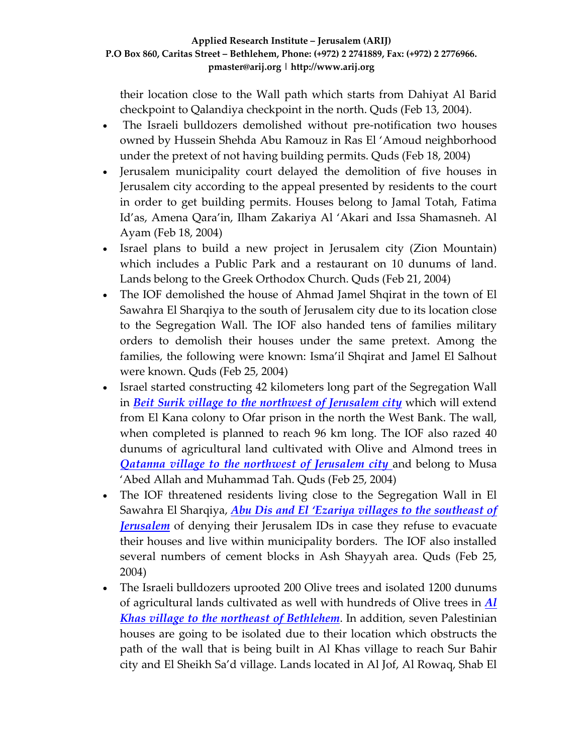their location close to the Wall path which starts from Dahiyat Al Barid checkpoint to Qalandiya checkpoint in the north. Quds (Feb 13, 2004).

- The Israeli bulldozers demolished without pre-notification two houses owned by Hussein Shehda Abu Ramouz in Ras El 'Amoud neighborhood under the pretext of not having building permits. Quds (Feb 18, 2004)
- Jerusalem municipality court delayed the demolition of five houses in Jerusalem city according to the appeal presented by residents to the court in order to get building permits. Houses belong to Jamal Totah, Fatima Id'as, Amena Qara'in, Ilham Zakariya Al 'Akari and Issa Shamasneh. Al Ayam (Feb 18, 2004)
- Israel plans to build a new project in Jerusalem city (Zion Mountain) which includes a Public Park and a restaurant on 10 dunums of land. Lands belong to the Greek Orthodox Church. Quds (Feb 21, 2004)
- The IOF demolished the house of Ahmad Jamel Shqirat in the town of El Sawahra El Sharqiya to the south of Jerusalem city due to its location close to the Segregation Wall. The IOF also handed tens of families military orders to demolish their houses under the same pretext. Among the families, the following were known: Isma'il Shqirat and Jamel El Salhout were known. Quds (Feb 25, 2004)
- Israel started constructing 42 kilometers long part of the Segregation Wall in ***Beit Surik village to the northwest of Jerusalem city*** which will extend from El Kana colony to Ofar prison in the north the West Bank. The wall, when completed is planned to reach 96 km long. The IOF also razed 40 dunums of agricultural land cultivated with Olive and Almond trees in ***Qatanna village to the northwest of Jerusalem city*** and belong to Musa 'Abed Allah and Muhammad Tah. Quds (Feb 25, 2004)
- The IOF threatened residents living close to the Segregation Wall in El Sawahra El Sharqiya, ***Abu Dis and El 'Ezariya villages to the southeast of Jerusalem*** of denying their Jerusalem IDs in case they refuse to evacuate their houses and live within municipality borders. The IOF also installed several numbers of cement blocks in Ash Shayyah area. Quds (Feb 25, 2004)
- The Israeli bulldozers uprooted 200 Olive trees and isolated 1200 dunums of agricultural lands cultivated as well with hundreds of Olive trees in ***Al Khas village to the northeast of Bethlehem***. In addition, seven Palestinian houses are going to be isolated due to their location which obstructs the path of the wall that is being built in Al Khas village to reach Sur Bahir city and El Sheikh Sa'd village. Lands located in Al Jof, Al Rowaq, Shab El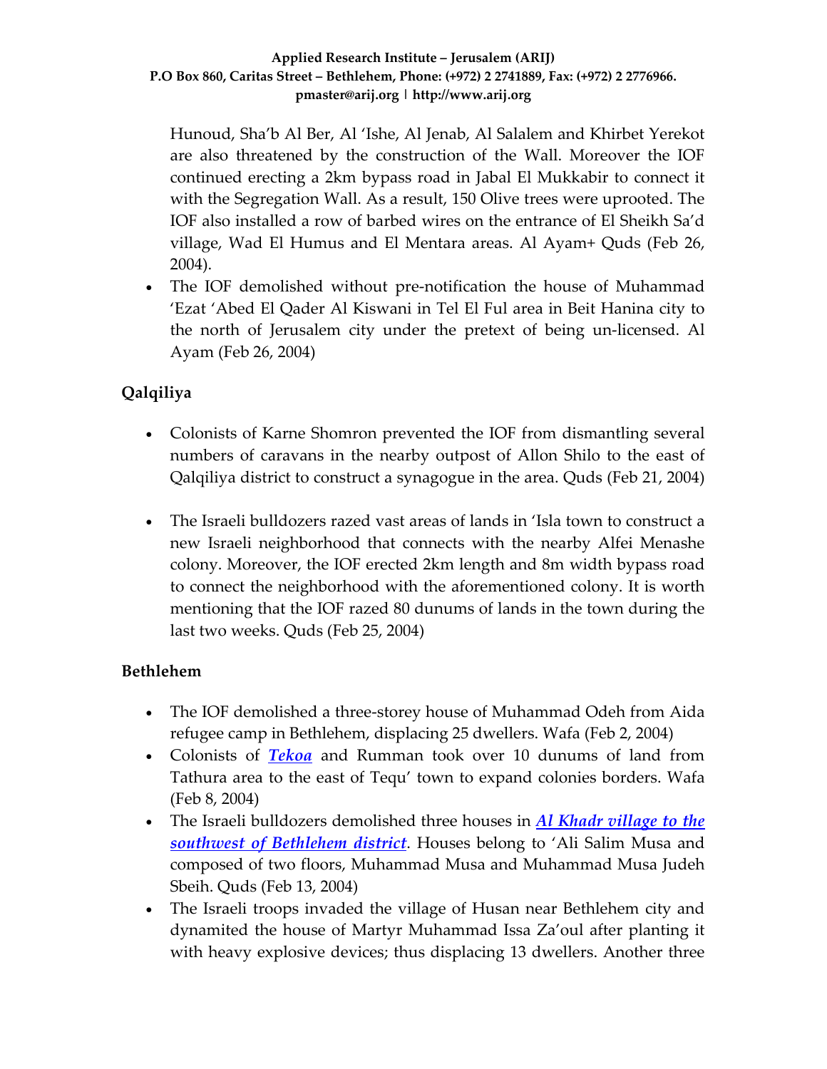Hunoud, Sha'b Al Ber, Al 'Ishe, Al Jenab, Al Salalem and Khirbet Yerekot are also threatened by the construction of the Wall. Moreover the IOF continued erecting a 2km bypass road in Jabal El Mukkabir to connect it with the Segregation Wall. As a result, 150 Olive trees were uprooted. The IOF also installed a row of barbed wires on the entrance of El Sheikh Sa'd village, Wad El Humus and El Mentara areas. Al Ayam+ Quds (Feb 26, 2004).

- The IOF demolished without pre-notification the house of Muhammad 'Ezat 'Abed El Qader Al Kiswani in Tel El Ful area in Beit Hanina city to the north of Jerusalem city under the pretext of being un-licensed. Al Ayam (Feb 26, 2004)

### Qalqiliya

- Colonists of Karne Shomron prevented the IOF from dismantling several numbers of caravans in the nearby outpost of Allon Shilo to the east of Qalqiliya district to construct a synagogue in the area. Quds (Feb 21, 2004)

- The Israeli bulldozers razed vast areas of lands in 'Isla town to construct a new Israeli neighborhood that connects with the nearby Alfei Menashe colony. Moreover, the IOF erected 2km length and 8m width bypass road to connect the neighborhood with the aforementioned colony. It is worth mentioning that the IOF razed 80 dunums of lands in the town during the last two weeks. Quds (Feb 25, 2004)

### Bethlehem

- The IOF demolished a three-storey house of Muhammad Odeh from Aida refugee camp in Bethlehem, displacing 25 dwellers. Wafa (Feb 2, 2004)
- Colonists of ***Tekoa*** and Rumman took over 10 dunums of land from Tathura area to the east of Tequ' town to expand colonies borders. Wafa (Feb 8, 2004)
- The Israeli bulldozers demolished three houses in ***Al Khadr village to the southwest of Bethlehem district***. Houses belong to 'Ali Salim Musa and composed of two floors, Muhammad Musa and Muhammad Musa Judeh Sbeih. Quds (Feb 13, 2004)
- The Israeli troops invaded the village of Husan near Bethlehem city and dynamited the house of Martyr Muhammad Issa Za'oul after planting it with heavy explosive devices; thus displacing 13 dwellers. Another three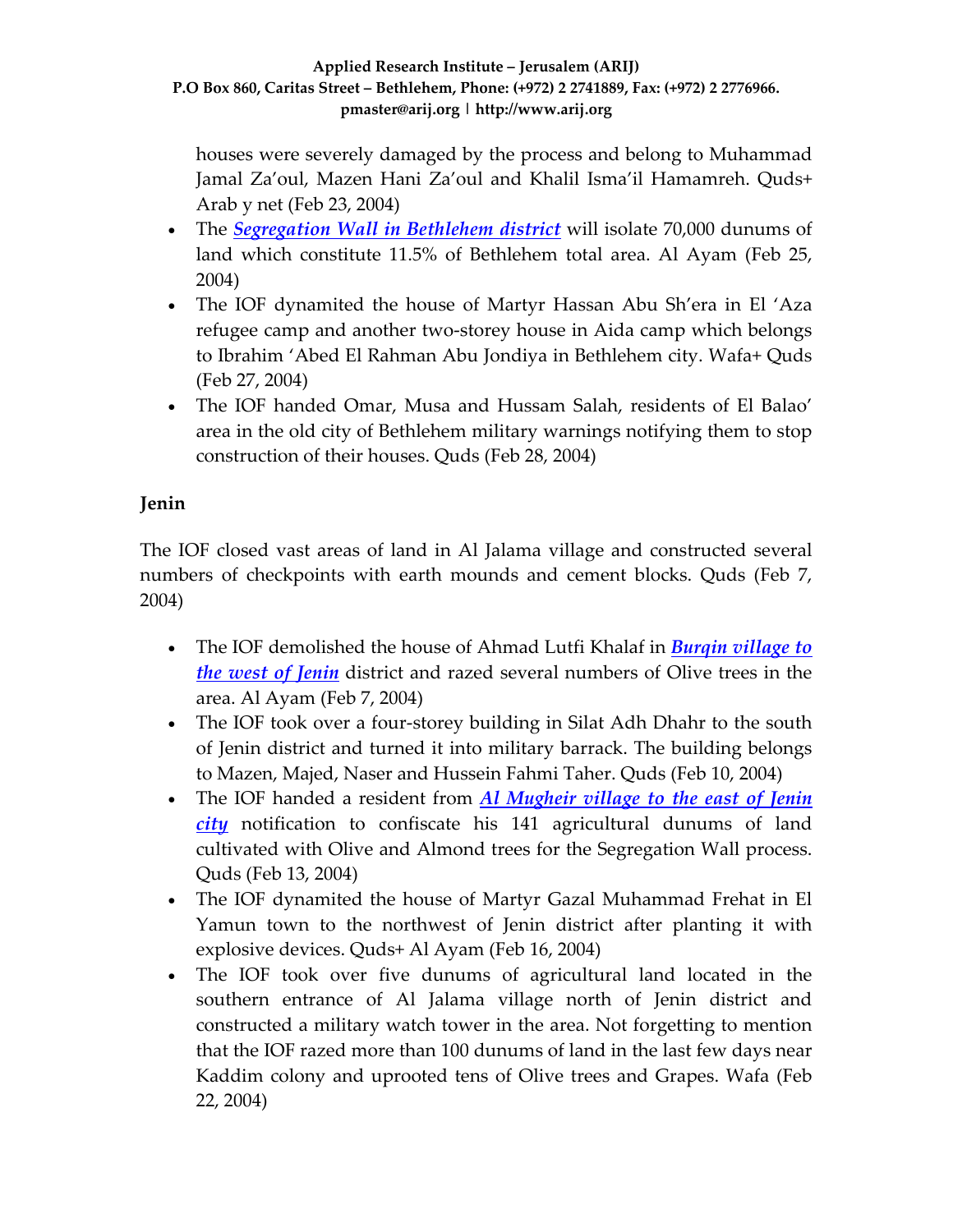houses were severely damaged by the process and belong to Muhammad Jamal Za'oul, Mazen Hani Za'oul and Khalil Isma'il Hamamreh. Quds+ Arab y net (Feb 23, 2004)

- The ***Segregation Wall in Bethlehem district*** will isolate 70,000 dunums of land which constitute 11.5% of Bethlehem total area. Al Ayam (Feb 25, 2004)
- The IOF dynamited the house of Martyr Hassan Abu Sh'era in El 'Aza refugee camp and another two-storey house in Aida camp which belongs to Ibrahim 'Abed El Rahman Abu Jondiya in Bethlehem city. Wafa+ Quds (Feb 27, 2004)
- The IOF handed Omar, Musa and Hussam Salah, residents of El Balao' area in the old city of Bethlehem military warnings notifying them to stop construction of their houses. Quds (Feb 28, 2004)

**Jenin**

The IOF closed vast areas of land in Al Jalama village and constructed several numbers of checkpoints with earth mounds and cement blocks. Quds (Feb 7, 2004)

- The IOF demolished the house of Ahmad Lutfi Khalaf in ***Burqin village to the west of Jenin*** district and razed several numbers of Olive trees in the area. Al Ayam (Feb 7, 2004)
- The IOF took over a four-storey building in Silat Adh Dhahr to the south of Jenin district and turned it into military barrack. The building belongs to Mazen, Majed, Naser and Hussein Fahmi Taher. Quds (Feb 10, 2004)
- The IOF handed a resident from ***Al Mugheir village to the east of Jenin city*** notification to confiscate his 141 agricultural dunums of land cultivated with Olive and Almond trees for the Segregation Wall process. Quds (Feb 13, 2004)
- The IOF dynamited the house of Martyr Gazal Muhammad Frehat in El Yamun town to the northwest of Jenin district after planting it with explosive devices. Quds+ Al Ayam (Feb 16, 2004)
- The IOF took over five dunums of agricultural land located in the southern entrance of Al Jalama village north of Jenin district and constructed a military watch tower in the area. Not forgetting to mention that the IOF razed more than 100 dunums of land in the last few days near Kaddim colony and uprooted tens of Olive trees and Grapes. Wafa (Feb 22, 2004)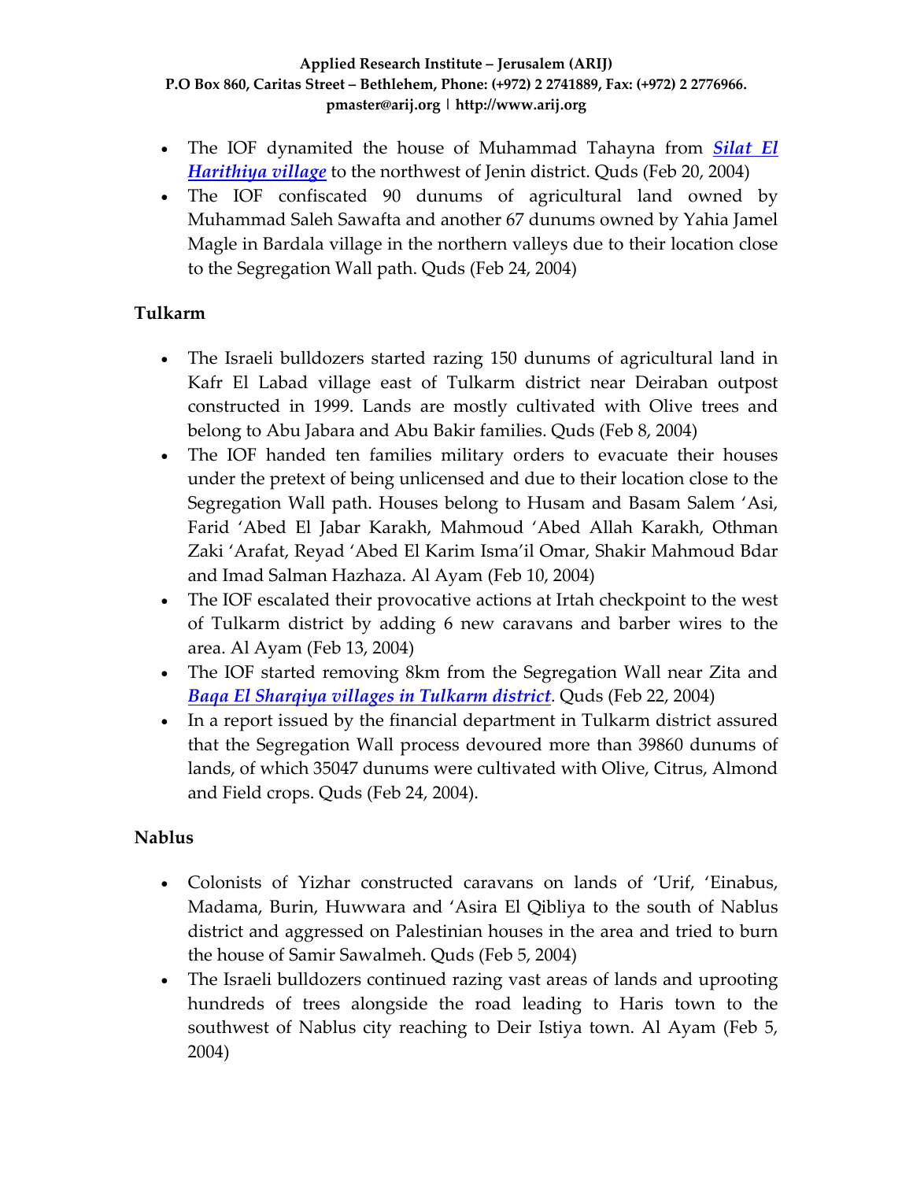- The IOF dynamited the house of Muhammad Tahayna from ***Silat El Harithiya village*** to the northwest of Jenin district. Quds (Feb 20, 2004)
- The IOF confiscated 90 dunums of agricultural land owned by Muhammad Saleh Sawafta and another 67 dunums owned by Yahia Jamel Magle in Bardala village in the northern valleys due to their location close to the Segregation Wall path. Quds (Feb 24, 2004)

### Tulkarm

- The Israeli bulldozers started razing 150 dunums of agricultural land in Kafr El Labad village east of Tulkarm district near Deiraban outpost constructed in 1999. Lands are mostly cultivated with Olive trees and belong to Abu Jabara and Abu Bakir families. Quds (Feb 8, 2004)
- The IOF handed ten families military orders to evacuate their houses under the pretext of being unlicensed and due to their location close to the Segregation Wall path. Houses belong to Husam and Basam Salem 'Asi, Farid 'Abed El Jabar Karakh, Mahmoud 'Abed Allah Karakh, Othman Zaki 'Arafat, Reyad 'Abed El Karim Isma'il Omar, Shakir Mahmoud Bdar and Imad Salman Hazhaza. Al Ayam (Feb 10, 2004)
- The IOF escalated their provocative actions at Irtah checkpoint to the west of Tulkarm district by adding 6 new caravans and barber wires to the area. Al Ayam (Feb 13, 2004)
- The IOF started removing 8km from the Segregation Wall near Zita and ***Baqa El Sharqiya villages in Tulkarm district***. Quds (Feb 22, 2004)
- In a report issued by the financial department in Tulkarm district assured that the Segregation Wall process devoured more than 39860 dunums of lands, of which 35047 dunums were cultivated with Olive, Citrus, Almond and Field crops. Quds (Feb 24, 2004).

### Nablus

- Colonists of Yizhar constructed caravans on lands of 'Urif, 'Einabus, Madama, Burin, Huwwara and 'Asira El Qibliya to the south of Nablus district and aggressed on Palestinian houses in the area and tried to burn the house of Samir Sawalmeh. Quds (Feb 5, 2004)
- The Israeli bulldozers continued razing vast areas of lands and uprooting hundreds of trees alongside the road leading to Haris town to the southwest of Nablus city reaching to Deir Istiya town. Al Ayam (Feb 5, 2004)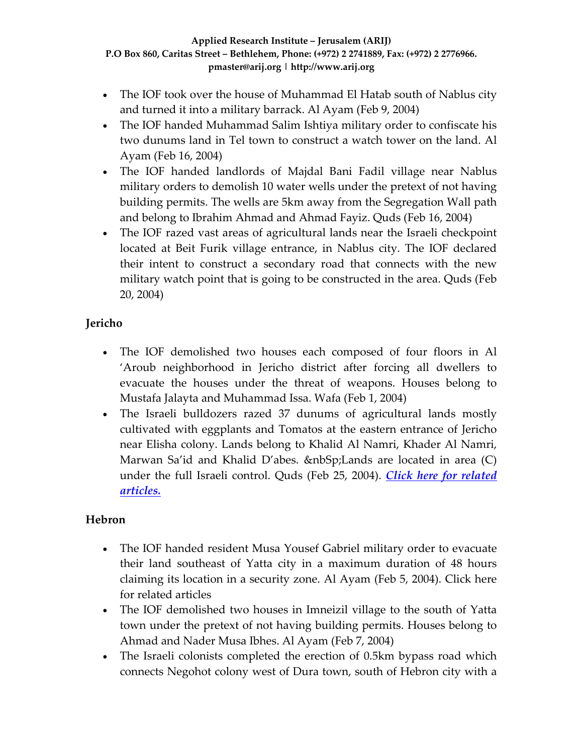- The IOF took over the house of Muhammad El Hatab south of Nablus city and turned it into a military barrack. Al Ayam (Feb 9, 2004)
- The IOF handed Muhammad Salim Ishtiya military order to confiscate his two dunums land in Tel town to construct a watch tower on the land. Al Ayam (Feb 16, 2004)
- The IOF handed landlords of Majdal Bani Fadil village near Nablus military orders to demolish 10 water wells under the pretext of not having building permits. The wells are 5km away from the Segregation Wall path and belong to Ibrahim Ahmad and Ahmad Fayiz. Quds (Feb 16, 2004)
- The IOF razed vast areas of agricultural lands near the Israeli checkpoint located at Beit Furik village entrance, in Nablus city. The IOF declared their intent to construct a secondary road that connects with the new military watch point that is going to be constructed in the area. Quds (Feb 20, 2004)

### Jericho

- The IOF demolished two houses each composed of four floors in Al 'Aroub neighborhood in Jericho district after forcing all dwellers to evacuate the houses under the threat of weapons. Houses belong to Mustafa Jalayta and Muhammad Issa. Wafa (Feb 1, 2004)
- The Israeli bulldozers razed 37 dunums of agricultural lands mostly cultivated with eggplants and Tomatos at the eastern entrance of Jericho near Elisha colony. Lands belong to Khalid Al Namri, Khader Al Namri, Marwan Sa'id and Khalid D'abes. &nbSp;Lands are located in area (C) under the full Israeli control. Quds (Feb 25, 2004). ***Click here for related articles.***

### Hebron

- The IOF handed resident Musa Yousef Gabriel military order to evacuate their land southeast of Yatta city in a maximum duration of 48 hours claiming its location in a security zone. Al Ayam (Feb 5, 2004). Click here for related articles
- The IOF demolished two houses in Imneizil village to the south of Yatta town under the pretext of not having building permits. Houses belong to Ahmad and Nader Musa Ibhes. Al Ayam (Feb 7, 2004)
- The Israeli colonists completed the erection of 0.5km bypass road which connects Negohot colony west of Dura town, south of Hebron city with a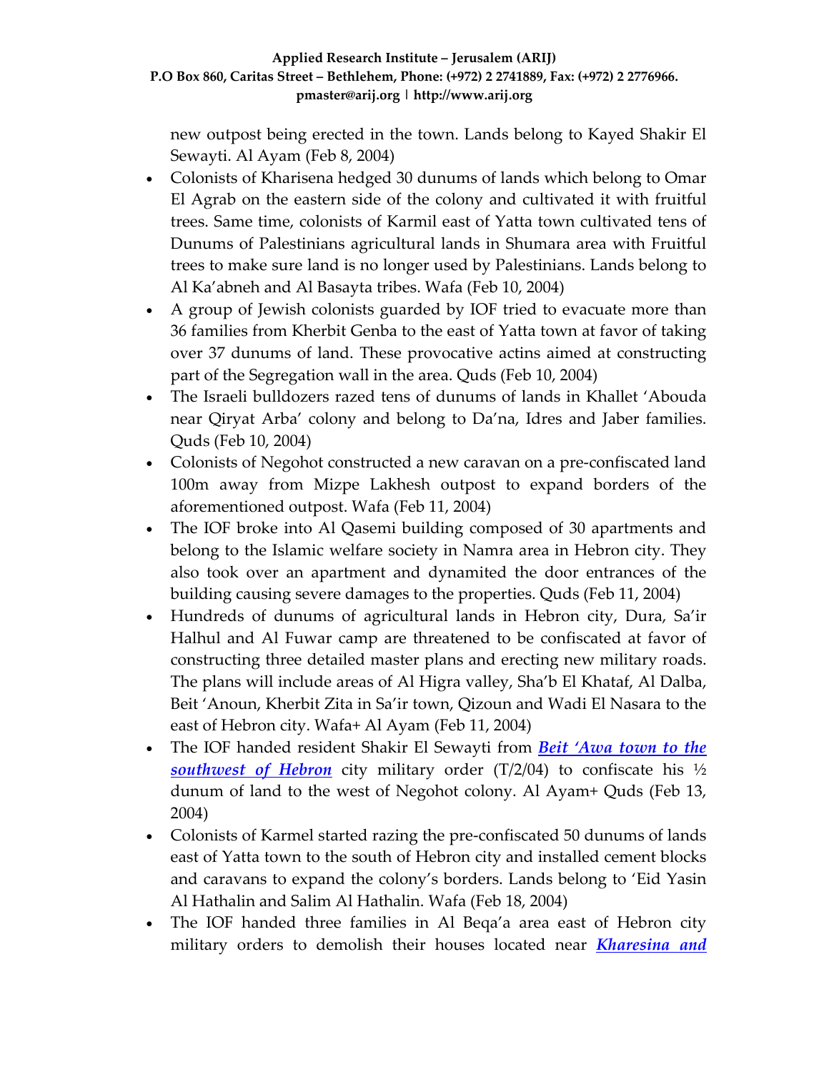new outpost being erected in the town. Lands belong to Kayed Shakir El Sewayti. Al Ayam (Feb 8, 2004)

- Colonists of Kharisena hedged 30 dunums of lands which belong to Omar El Agrab on the eastern side of the colony and cultivated it with fruitful trees. Same time, colonists of Karmil east of Yatta town cultivated tens of Dunums of Palestinians agricultural lands in Shumara area with Fruitful trees to make sure land is no longer used by Palestinians. Lands belong to Al Ka'abneh and Al Basayta tribes. Wafa (Feb 10, 2004)
- A group of Jewish colonists guarded by IOF tried to evacuate more than 36 families from Kherbit Genba to the east of Yatta town at favor of taking over 37 dunums of land. These provocative actins aimed at constructing part of the Segregation wall in the area. Quds (Feb 10, 2004)
- The Israeli bulldozers razed tens of dunums of lands in Khallet 'Abouda near Qiryat Arba' colony and belong to Da'na, Idres and Jaber families. Quds (Feb 10, 2004)
- Colonists of Negohot constructed a new caravan on a pre-confiscated land 100m away from Mizpe Lakhesh outpost to expand borders of the aforementioned outpost. Wafa (Feb 11, 2004)
- The IOF broke into Al Qasemi building composed of 30 apartments and belong to the Islamic welfare society in Namra area in Hebron city. They also took over an apartment and dynamited the door entrances of the building causing severe damages to the properties. Quds (Feb 11, 2004)
- Hundreds of dunums of agricultural lands in Hebron city, Dura, Sa'ir Halhul and Al Fuwar camp are threatened to be confiscated at favor of constructing three detailed master plans and erecting new military roads. The plans will include areas of Al Higra valley, Sha'b El Khataf, Al Dalba, Beit 'Anoun, Kherbit Zita in Sa'ir town, Qizoun and Wadi El Nasara to the east of Hebron city. Wafa+ Al Ayam (Feb 11, 2004)
- The IOF handed resident Shakir El Sewayti from ***Beit 'Awa town to the southwest of Hebron*** city military order (T/2/04) to confiscate his ½ dunum of land to the west of Negohot colony. Al Ayam+ Quds (Feb 13, 2004)
- Colonists of Karmel started razing the pre-confiscated 50 dunums of lands east of Yatta town to the south of Hebron city and installed cement blocks and caravans to expand the colony's borders. Lands belong to 'Eid Yasin Al Hathalin and Salim Al Hathalin. Wafa (Feb 18, 2004)
- The IOF handed three families in Al Beqa'a area east of Hebron city military orders to demolish their houses located near ***Kharesina and***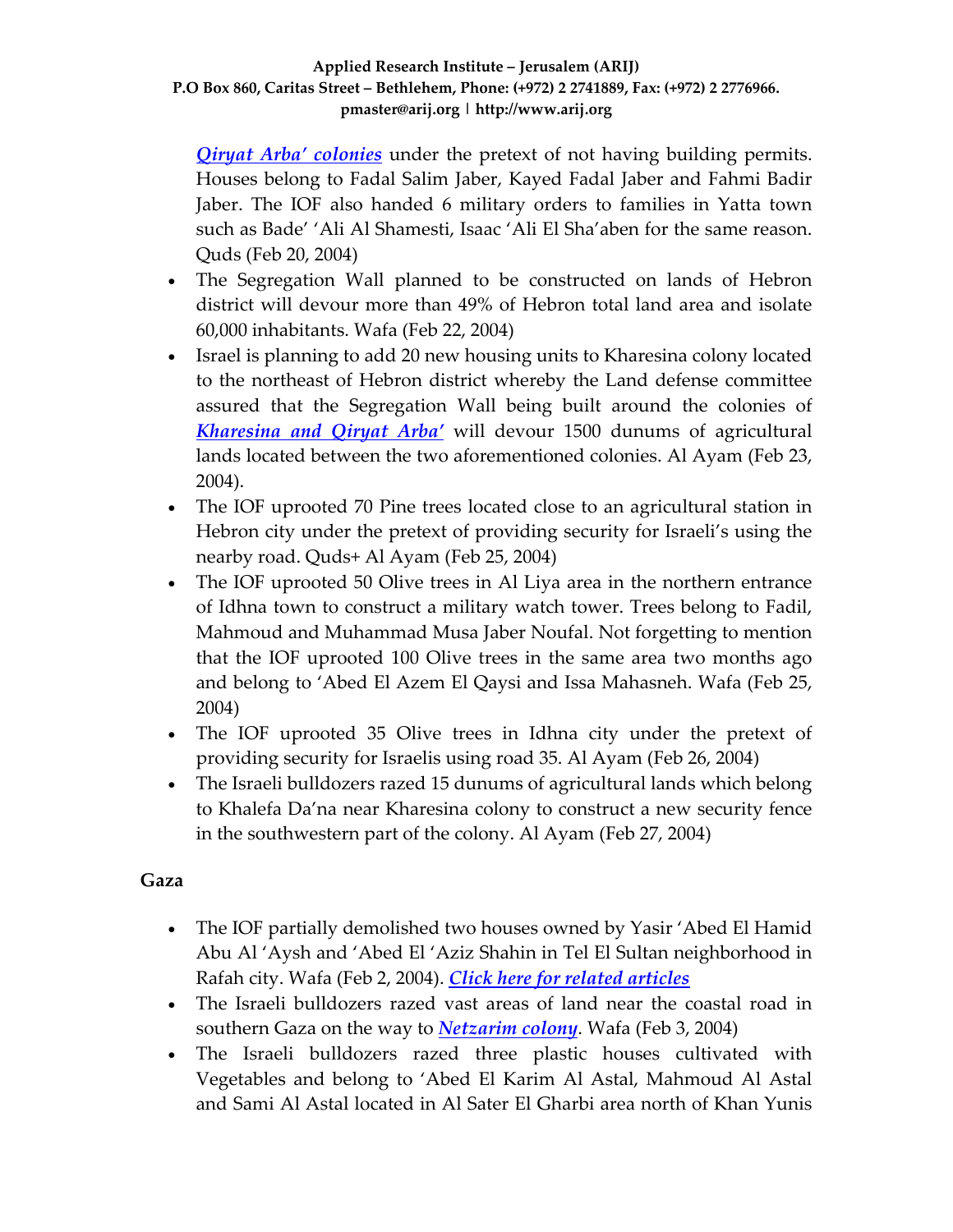[*Qiryat Arba' colonies*] under the pretext of not having building permits. Houses belong to Fadal Salim Jaber, Kayed Fadal Jaber and Fahmi Badir Jaber. The IOF also handed 6 military orders to families in Yatta town such as Bade' 'Ali Al Shamesti, Isaac 'Ali El Sha'aben for the same reason. Quds (Feb 20, 2004)

- The Segregation Wall planned to be constructed on lands of Hebron district will devour more than 49% of Hebron total land area and isolate 60,000 inhabitants. Wafa (Feb 22, 2004)
- Israel is planning to add 20 new housing units to Kharesina colony located to the northeast of Hebron district whereby the Land defense committee assured that the Segregation Wall being built around the colonies of [*Kharesina and Qiryat Arba'*] will devour 1500 dunums of agricultural lands located between the two aforementioned colonies. Al Ayam (Feb 23, 2004).
- The IOF uprooted 70 Pine trees located close to an agricultural station in Hebron city under the pretext of providing security for Israeli's using the nearby road. Quds+ Al Ayam (Feb 25, 2004)
- The IOF uprooted 50 Olive trees in Al Liya area in the northern entrance of Idhna town to construct a military watch tower. Trees belong to Fadil, Mahmoud and Muhammad Musa Jaber Noufal. Not forgetting to mention that the IOF uprooted 100 Olive trees in the same area two months ago and belong to 'Abed El Azem El Qaysi and Issa Mahasneh. Wafa (Feb 25, 2004)
- The IOF uprooted 35 Olive trees in Idhna city under the pretext of providing security for Israelis using road 35. Al Ayam (Feb 26, 2004)
- The Israeli bulldozers razed 15 dunums of agricultural lands which belong to Khalefa Da'na near Kharesina colony to construct a new security fence in the southwestern part of the colony. Al Ayam (Feb 27, 2004)

## Gaza

- The IOF partially demolished two houses owned by Yasir 'Abed El Hamid Abu Al 'Aysh and 'Abed El 'Aziz Shahin in Tel El Sultan neighborhood in Rafah city. Wafa (Feb 2, 2004). [*Click here for related articles*]
- The Israeli bulldozers razed vast areas of land near the coastal road in southern Gaza on the way to [*Netzarim colony*]. Wafa (Feb 3, 2004)
- The Israeli bulldozers razed three plastic houses cultivated with Vegetables and belong to 'Abed El Karim Al Astal, Mahmoud Al Astal and Sami Al Astal located in Al Sater El Gharbi area north of Khan Yunis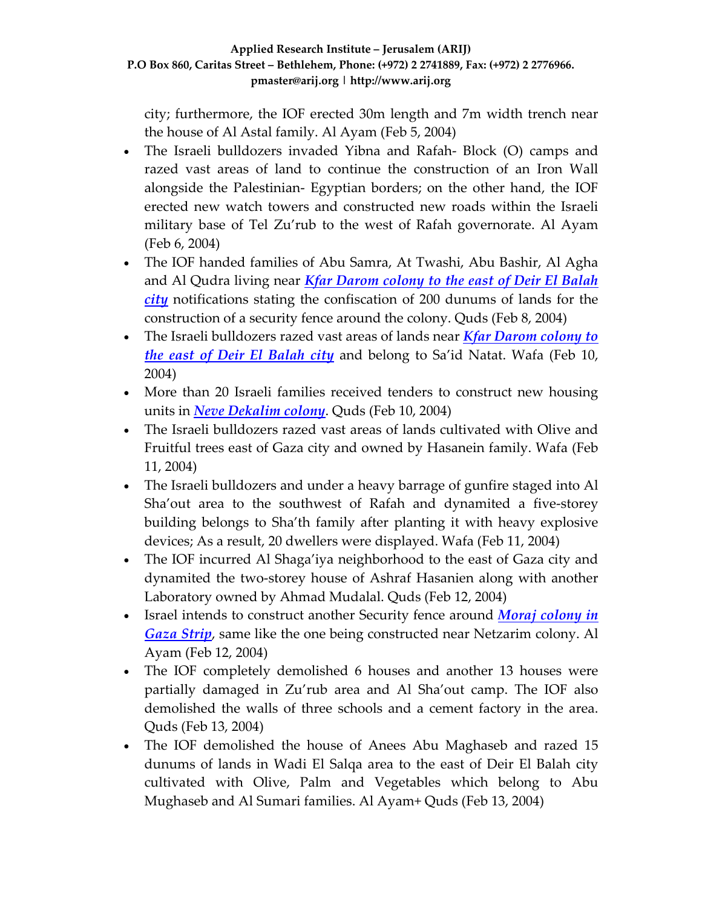city; furthermore, the IOF erected 30m length and 7m width trench near the house of Al Astal family. Al Ayam (Feb 5, 2004)

- The Israeli bulldozers invaded Yibna and Rafah- Block (O) camps and razed vast areas of land to continue the construction of an Iron Wall alongside the Palestinian- Egyptian borders; on the other hand, the IOF erected new watch towers and constructed new roads within the Israeli military base of Tel Zu'rub to the west of Rafah governorate. Al Ayam (Feb 6, 2004)
- The IOF handed families of Abu Samra, At Twashi, Abu Bashir, Al Agha and Al Qudra living near ***Kfar Darom colony to the east of Deir El Balah city*** notifications stating the confiscation of 200 dunums of lands for the construction of a security fence around the colony. Quds (Feb 8, 2004)
- The Israeli bulldozers razed vast areas of lands near ***Kfar Darom colony to the east of Deir El Balah city*** and belong to Sa'id Natat. Wafa (Feb 10, 2004)
- More than 20 Israeli families received tenders to construct new housing units in ***Neve Dekalim colony***. Quds (Feb 10, 2004)
- The Israeli bulldozers razed vast areas of lands cultivated with Olive and Fruitful trees east of Gaza city and owned by Hasanein family. Wafa (Feb 11, 2004)
- The Israeli bulldozers and under a heavy barrage of gunfire staged into Al Sha'out area to the southwest of Rafah and dynamited a five-storey building belongs to Sha'th family after planting it with heavy explosive devices; As a result, 20 dwellers were displayed. Wafa (Feb 11, 2004)
- The IOF incurred Al Shaga'iya neighborhood to the east of Gaza city and dynamited the two-storey house of Ashraf Hasanien along with another Laboratory owned by Ahmad Mudalal. Quds (Feb 12, 2004)
- Israel intends to construct another Security fence around ***Moraj colony in Gaza Strip***, same like the one being constructed near Netzarim colony. Al Ayam (Feb 12, 2004)
- The IOF completely demolished 6 houses and another 13 houses were partially damaged in Zu'rub area and Al Sha'out camp. The IOF also demolished the walls of three schools and a cement factory in the area. Quds (Feb 13, 2004)
- The IOF demolished the house of Anees Abu Maghaseb and razed 15 dunums of lands in Wadi El Salqa area to the east of Deir El Balah city cultivated with Olive, Palm and Vegetables which belong to Abu Mughaseb and Al Sumari families. Al Ayam+ Quds (Feb 13, 2004)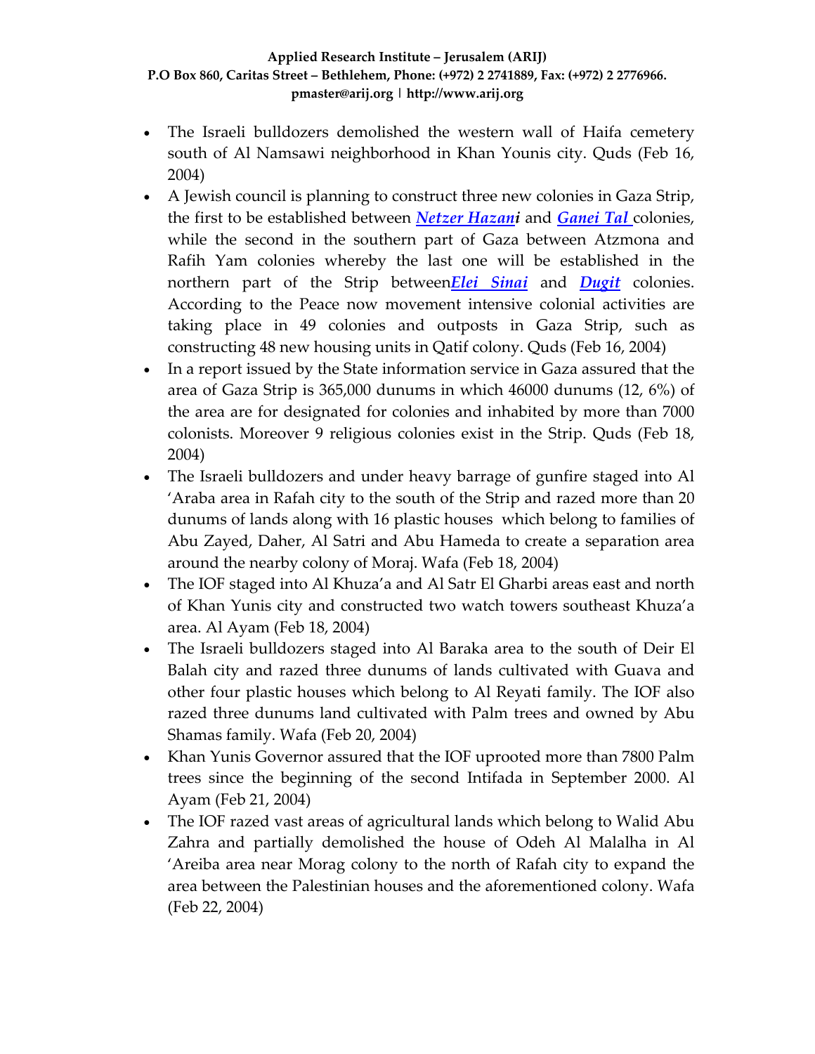- The Israeli bulldozers demolished the western wall of Haifa cemetery south of Al Namsawi neighborhood in Khan Younis city. Quds (Feb 16, 2004)
- A Jewish council is planning to construct three new colonies in Gaza Strip, the first to be established between ***Netzer Hazani*** and ***Ganei Tal*** colonies, while the second in the southern part of Gaza between Atzmona and Rafih Yam colonies whereby the last one will be established in the northern part of the Strip between ***Elei Sinai*** and ***Dugit*** colonies. According to the Peace now movement intensive colonial activities are taking place in 49 colonies and outposts in Gaza Strip, such as constructing 48 new housing units in Qatif colony. Quds (Feb 16, 2004)
- In a report issued by the State information service in Gaza assured that the area of Gaza Strip is 365,000 dunums in which 46000 dunums (12, 6%) of the area are for designated for colonies and inhabited by more than 7000 colonists. Moreover 9 religious colonies exist in the Strip. Quds (Feb 18, 2004)
- The Israeli bulldozers and under heavy barrage of gunfire staged into Al 'Araba area in Rafah city to the south of the Strip and razed more than 20 dunums of lands along with 16 plastic houses which belong to families of Abu Zayed, Daher, Al Satri and Abu Hameda to create a separation area around the nearby colony of Moraj. Wafa (Feb 18, 2004)
- The IOF staged into Al Khuza'a and Al Satr El Gharbi areas east and north of Khan Yunis city and constructed two watch towers southeast Khuza'a area. Al Ayam (Feb 18, 2004)
- The Israeli bulldozers staged into Al Baraka area to the south of Deir El Balah city and razed three dunums of lands cultivated with Guava and other four plastic houses which belong to Al Reyati family. The IOF also razed three dunums land cultivated with Palm trees and owned by Abu Shamas family. Wafa (Feb 20, 2004)
- Khan Yunis Governor assured that the IOF uprooted more than 7800 Palm trees since the beginning of the second Intifada in September 2000. Al Ayam (Feb 21, 2004)
- The IOF razed vast areas of agricultural lands which belong to Walid Abu Zahra and partially demolished the house of Odeh Al Malalha in Al 'Areiba area near Morag colony to the north of Rafah city to expand the area between the Palestinian houses and the aforementioned colony. Wafa (Feb 22, 2004)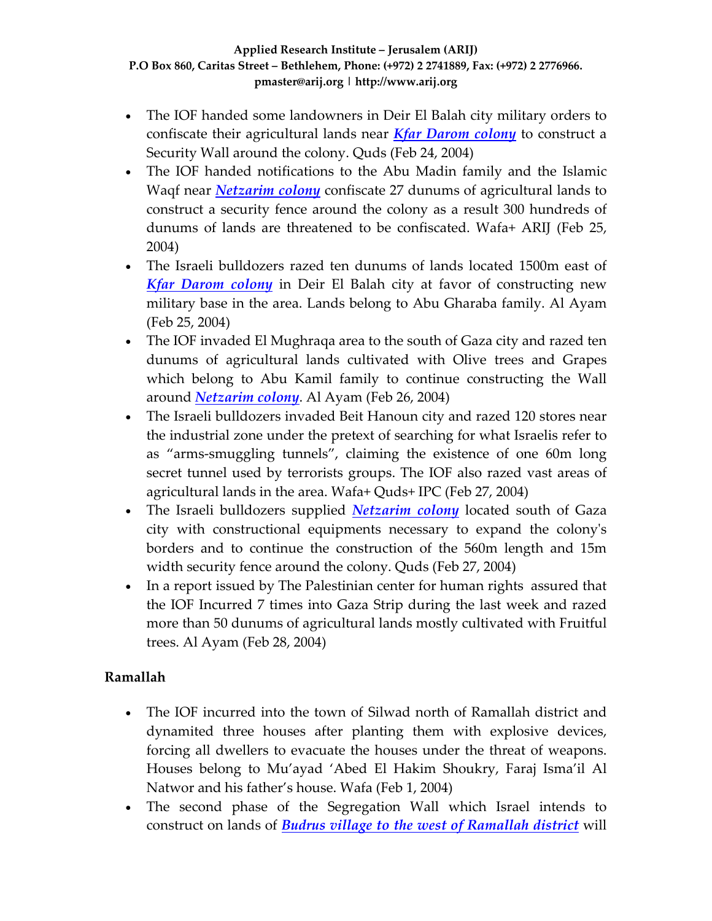- The IOF handed some landowners in Deir El Balah city military orders to confiscate their agricultural lands near ***Kfar Darom colony*** to construct a Security Wall around the colony. Quds (Feb 24, 2004)
- The IOF handed notifications to the Abu Madin family and the Islamic Waqf near ***Netzarim colony*** confiscate 27 dunums of agricultural lands to construct a security fence around the colony as a result 300 hundreds of dunums of lands are threatened to be confiscated. Wafa+ ARIJ (Feb 25, 2004)
- The Israeli bulldozers razed ten dunums of lands located 1500m east of ***Kfar Darom colony*** in Deir El Balah city at favor of constructing new military base in the area. Lands belong to Abu Gharaba family. Al Ayam (Feb 25, 2004)
- The IOF invaded El Mughraqa area to the south of Gaza city and razed ten dunums of agricultural lands cultivated with Olive trees and Grapes which belong to Abu Kamil family to continue constructing the Wall around ***Netzarim colony***. Al Ayam (Feb 26, 2004)
- The Israeli bulldozers invaded Beit Hanoun city and razed 120 stores near the industrial zone under the pretext of searching for what Israelis refer to as "arms-smuggling tunnels", claiming the existence of one 60m long secret tunnel used by terrorists groups. The IOF also razed vast areas of agricultural lands in the area. Wafa+ Quds+ IPC (Feb 27, 2004)
- The Israeli bulldozers supplied ***Netzarim colony*** located south of Gaza city with constructional equipments necessary to expand the colony's borders and to continue the construction of the 560m length and 15m width security fence around the colony. Quds (Feb 27, 2004)
- In a report issued by The Palestinian center for human rights assured that the IOF Incurred 7 times into Gaza Strip during the last week and razed more than 50 dunums of agricultural lands mostly cultivated with Fruitful trees. Al Ayam (Feb 28, 2004)

**Ramallah**

- The IOF incurred into the town of Silwad north of Ramallah district and dynamited three houses after planting them with explosive devices, forcing all dwellers to evacuate the houses under the threat of weapons. Houses belong to Mu'ayad 'Abed El Hakim Shoukry, Faraj Isma'il Al Natwor and his father's house. Wafa (Feb 1, 2004)
- The second phase of the Segregation Wall which Israel intends to construct on lands of ***Budrus village to the west of Ramallah district*** will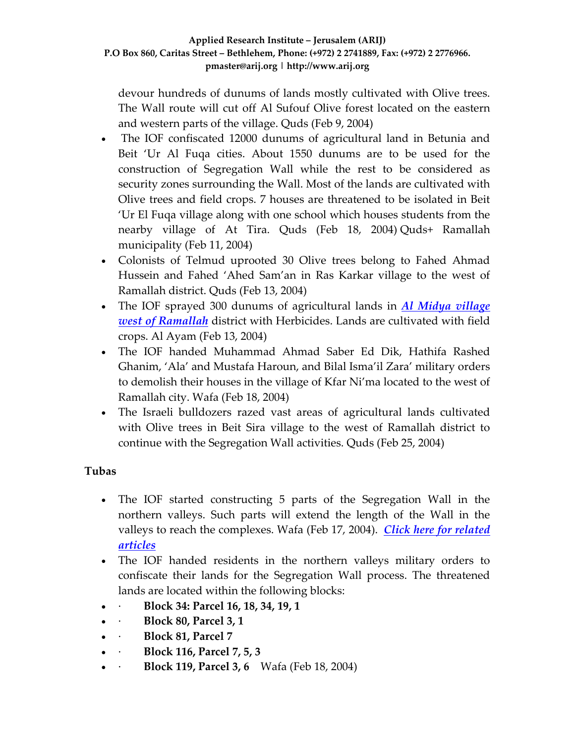devour hundreds of dunums of lands mostly cultivated with Olive trees. The Wall route will cut off Al Sufouf Olive forest located on the eastern and western parts of the village. Quds (Feb 9, 2004)

- The IOF confiscated 12000 dunums of agricultural land in Betunia and Beit 'Ur Al Fuqa cities. About 1550 dunums are to be used for the construction of Segregation Wall while the rest to be considered as security zones surrounding the Wall. Most of the lands are cultivated with Olive trees and field crops. 7 houses are threatened to be isolated in Beit 'Ur El Fuqa village along with one school which houses students from the nearby village of At Tira. Quds (Feb 18, 2004) Quds+ Ramallah municipality (Feb 11, 2004)
- Colonists of Telmud uprooted 30 Olive trees belong to Fahed Ahmad Hussein and Fahed 'Ahed Sam'an in Ras Karkar village to the west of Ramallah district. Quds (Feb 13, 2004)
- The IOF sprayed 300 dunums of agricultural lands in ***Al Midya village west of Ramallah*** district with Herbicides. Lands are cultivated with field crops. Al Ayam (Feb 13, 2004)
- The IOF handed Muhammad Ahmad Saber Ed Dik, Hathifa Rashed Ghanim, 'Ala' and Mustafa Haroun, and Bilal Isma'il Zara' military orders to demolish their houses in the village of Kfar Ni'ma located to the west of Ramallah city. Wafa (Feb 18, 2004)
- The Israeli bulldozers razed vast areas of agricultural lands cultivated with Olive trees in Beit Sira village to the west of Ramallah district to continue with the Segregation Wall activities. Quds (Feb 25, 2004)

**Tubas**

- The IOF started constructing 5 parts of the Segregation Wall in the northern valleys. Such parts will extend the length of the Wall in the valleys to reach the complexes. Wafa (Feb 17, 2004). ***Click here for related articles***
- The IOF handed residents in the northern valleys military orders to confiscate their lands for the Segregation Wall process. The threatened lands are located within the following blocks:
- · **Block 34: Parcel 16, 18, 34, 19, 1**
- · **Block 80, Parcel 3, 1**
- · **Block 81, Parcel 7**
- · **Block 116, Parcel 7, 5, 3**
- · **Block 119, Parcel 3, 6** Wafa (Feb 18, 2004)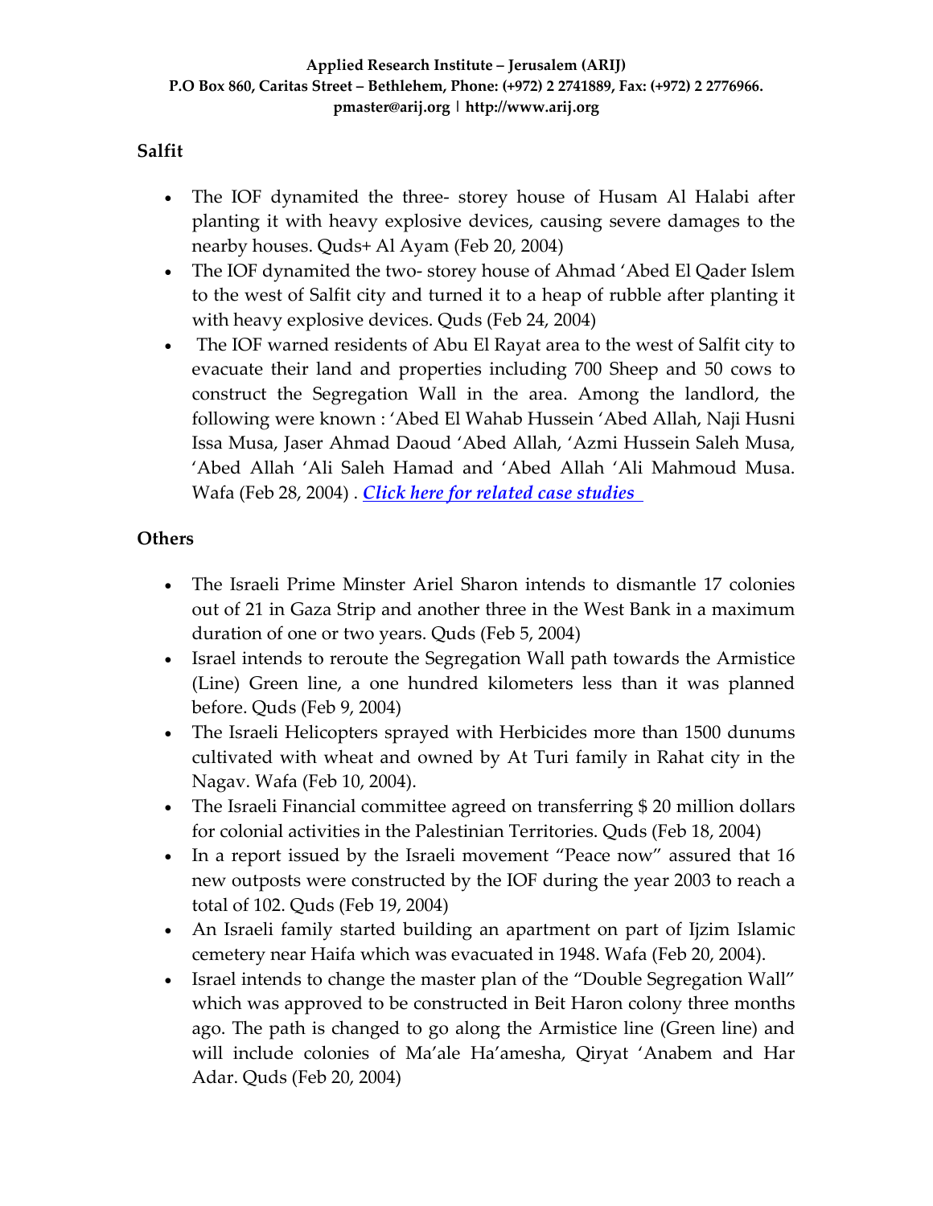## Salfit

- The IOF dynamited the three- storey house of Husam Al Halabi after planting it with heavy explosive devices, causing severe damages to the nearby houses. Quds+ Al Ayam (Feb 20, 2004)
- The IOF dynamited the two- storey house of Ahmad 'Abed El Qader Islem to the west of Salfit city and turned it to a heap of rubble after planting it with heavy explosive devices. Quds (Feb 24, 2004)
- The IOF warned residents of Abu El Rayat area to the west of Salfit city to evacuate their land and properties including 700 Sheep and 50 cows to construct the Segregation Wall in the area. Among the landlord, the following were known : 'Abed El Wahab Hussein 'Abed Allah, Naji Husni Issa Musa, Jaser Ahmad Daoud 'Abed Allah, 'Azmi Hussein Saleh Musa, 'Abed Allah 'Ali Saleh Hamad and 'Abed Allah 'Ali Mahmoud Musa. Wafa (Feb 28, 2004) . ***Click here for related case studies***

## Others

- The Israeli Prime Minster Ariel Sharon intends to dismantle 17 colonies out of 21 in Gaza Strip and another three in the West Bank in a maximum duration of one or two years. Quds (Feb 5, 2004)
- Israel intends to reroute the Segregation Wall path towards the Armistice (Line) Green line, a one hundred kilometers less than it was planned before. Quds (Feb 9, 2004)
- The Israeli Helicopters sprayed with Herbicides more than 1500 dunums cultivated with wheat and owned by At Turi family in Rahat city in the Nagav. Wafa (Feb 10, 2004).
- The Israeli Financial committee agreed on transferring $ 20 million dollars for colonial activities in the Palestinian Territories. Quds (Feb 18, 2004)
- In a report issued by the Israeli movement "Peace now" assured that 16 new outposts were constructed by the IOF during the year 2003 to reach a total of 102. Quds (Feb 19, 2004)
- An Israeli family started building an apartment on part of Ijzim Islamic cemetery near Haifa which was evacuated in 1948. Wafa (Feb 20, 2004).
- Israel intends to change the master plan of the "Double Segregation Wall" which was approved to be constructed in Beit Haron colony three months ago. The path is changed to go along the Armistice line (Green line) and will include colonies of Ma'ale Ha'amesha, Qiryat 'Anabem and Har Adar. Quds (Feb 20, 2004)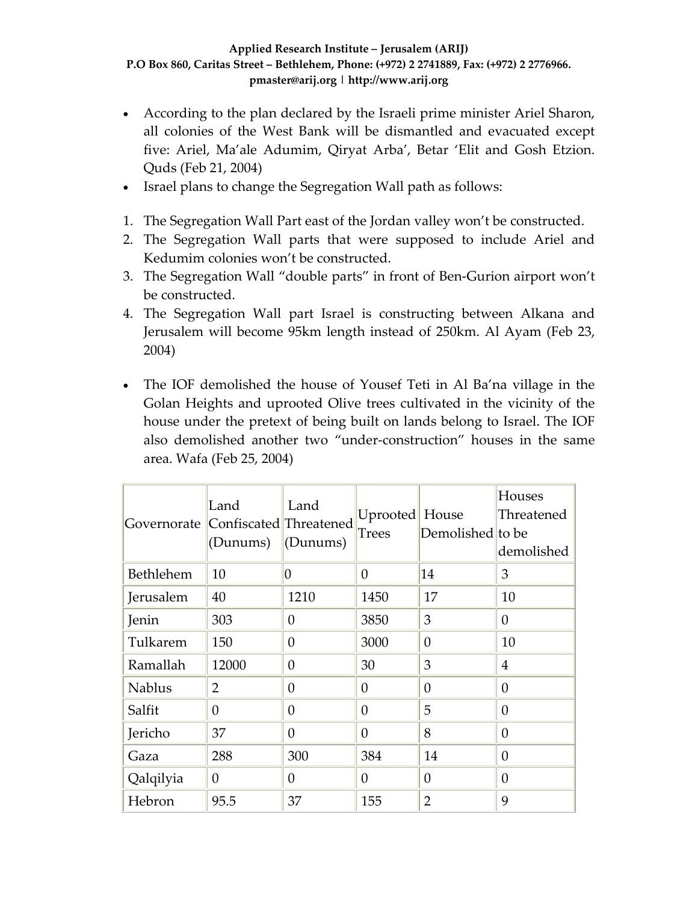- According to the plan declared by the Israeli prime minister Ariel Sharon, all colonies of the West Bank will be dismantled and evacuated except five: Ariel, Ma'ale Adumim, Qiryat Arba', Betar 'Elit and Gosh Etzion. Quds (Feb 21, 2004)
- Israel plans to change the Segregation Wall path as follows:

1. The Segregation Wall Part east of the Jordan valley won't be constructed.
2. The Segregation Wall parts that were supposed to include Ariel and Kedumim colonies won't be constructed.
3. The Segregation Wall "double parts" in front of Ben-Gurion airport won't be constructed.
4. The Segregation Wall part Israel is constructing between Alkana and Jerusalem will become 95km length instead of 250km. Al Ayam (Feb 23, 2004)

- The IOF demolished the house of Yousef Teti in Al Ba'na village in the Golan Heights and uprooted Olive trees cultivated in the vicinity of the house under the pretext of being built on lands belong to Israel. The IOF also demolished another two "under-construction" houses in the same area. Wafa (Feb 25, 2004)

| Governorate | Land Confiscated (Dunums) | Land Threatened (Dunums) | Uprooted Trees | House Demolished | Houses Threatened to be demolished |
|---|---|---|---|---|---|
| Bethlehem | 10 | 0 | 0 | 14 | 3 |
| Jerusalem | 40 | 1210 | 1450 | 17 | 10 |
| Jenin | 303 | 0 | 3850 | 3 | 0 |
| Tulkarem | 150 | 0 | 3000 | 0 | 10 |
| Ramallah | 12000 | 0 | 30 | 3 | 4 |
| Nablus | 2 | 0 | 0 | 0 | 0 |
| Salfit | 0 | 0 | 0 | 5 | 0 |
| Jericho | 37 | 0 | 0 | 8 | 0 |
| Gaza | 288 | 300 | 384 | 14 | 0 |
| Qalqilyia | 0 | 0 | 0 | 0 | 0 |
| Hebron | 95.5 | 37 | 155 | 2 | 9 |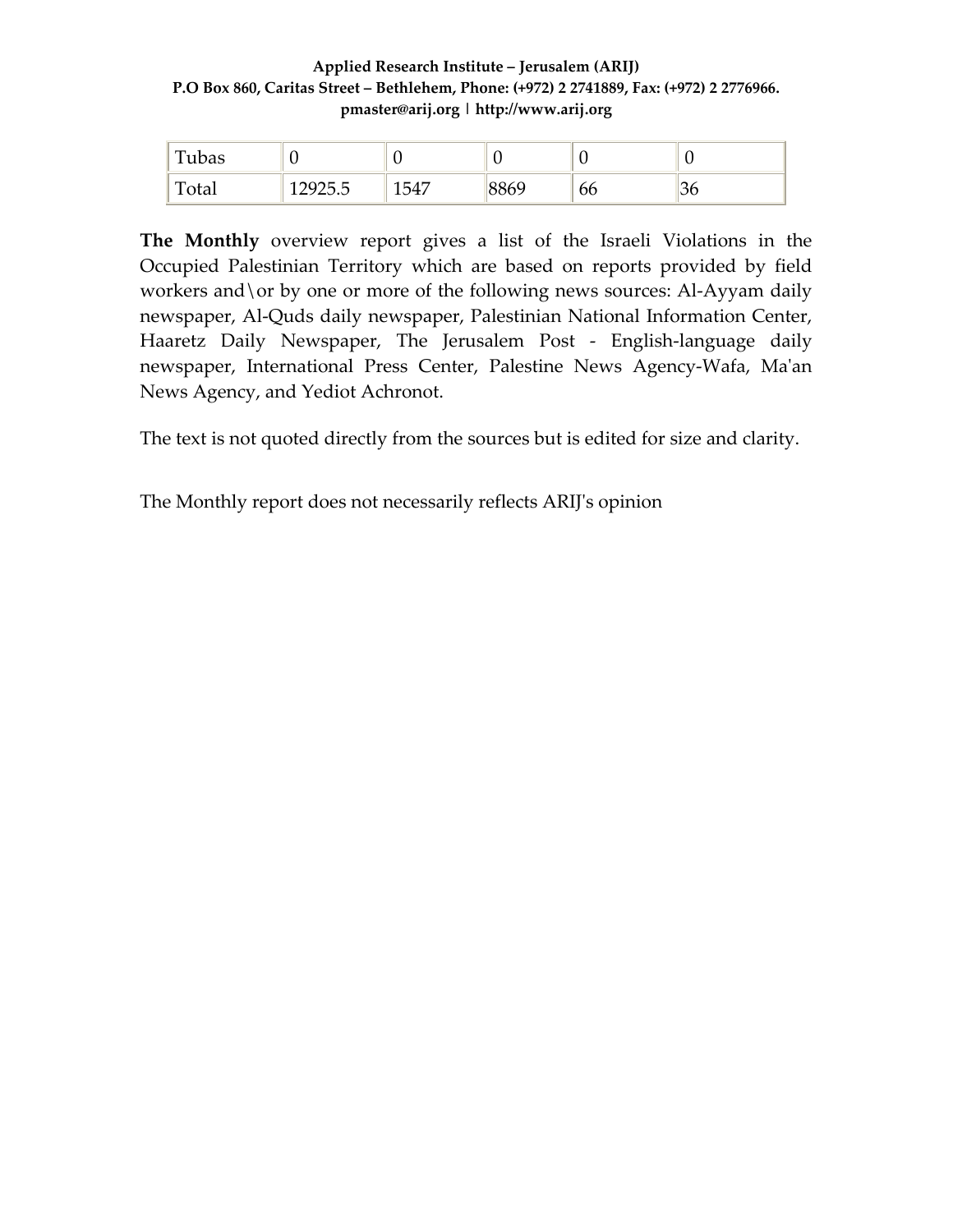| | | | | | |
|---|---|---|---|---|---|
| Tubas | 0 | 0 | 0 | 0 | 0 |
| Total | 12925.5 | 1547 | 8869 | 66 | 36 |

**The Monthly** overview report gives a list of the Israeli Violations in the Occupied Palestinian Territory which are based on reports provided by field workers and\or by one or more of the following news sources: Al-Ayyam daily newspaper, Al-Quds daily newspaper, Palestinian National Information Center, Haaretz Daily Newspaper, The Jerusalem Post - English-language daily newspaper, International Press Center, Palestine News Agency-Wafa, Ma'an News Agency, and Yediot Achronot.

The text is not quoted directly from the sources but is edited for size and clarity.

The Monthly report does not necessarily reflects ARIJ's opinion